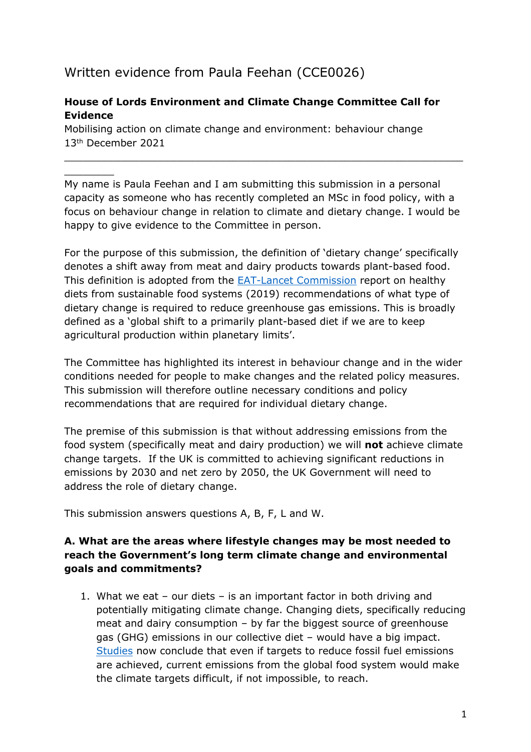# Written evidence from Paula Feehan (CCE0026)

**House of Lords Environment and Climate Change Committee Call for Evidence**

Mobilising action on climate change and environment: behaviour change
13th December 2021

---

My name is Paula Feehan and I am submitting this submission in a personal capacity as someone who has recently completed an MSc in food policy, with a focus on behaviour change in relation to climate and dietary change. I would be happy to give evidence to the Committee in person.

For the purpose of this submission, the definition of 'dietary change' specifically denotes a shift away from meat and dairy products towards plant-based food. This definition is adopted from the EAT-Lancet Commission report on healthy diets from sustainable food systems (2019) recommendations of what type of dietary change is required to reduce greenhouse gas emissions. This is broadly defined as a 'global shift to a primarily plant-based diet if we are to keep agricultural production within planetary limits'.

The Committee has highlighted its interest in behaviour change and in the wider conditions needed for people to make changes and the related policy measures. This submission will therefore outline necessary conditions and policy recommendations that are required for individual dietary change.

The premise of this submission is that without addressing emissions from the food system (specifically meat and dairy production) we will **not** achieve climate change targets. If the UK is committed to achieving significant reductions in emissions by 2030 and net zero by 2050, the UK Government will need to address the role of dietary change.

This submission answers questions A, B, F, L and W.

### A. What are the areas where lifestyle changes may be most needed to reach the Government's long term climate change and environmental goals and commitments?

1. What we eat – our diets – is an important factor in both driving and potentially mitigating climate change. Changing diets, specifically reducing meat and dairy consumption – by far the biggest source of greenhouse gas (GHG) emissions in our collective diet – would have a big impact. Studies now conclude that even if targets to reduce fossil fuel emissions are achieved, current emissions from the global food system would make the climate targets difficult, if not impossible, to reach.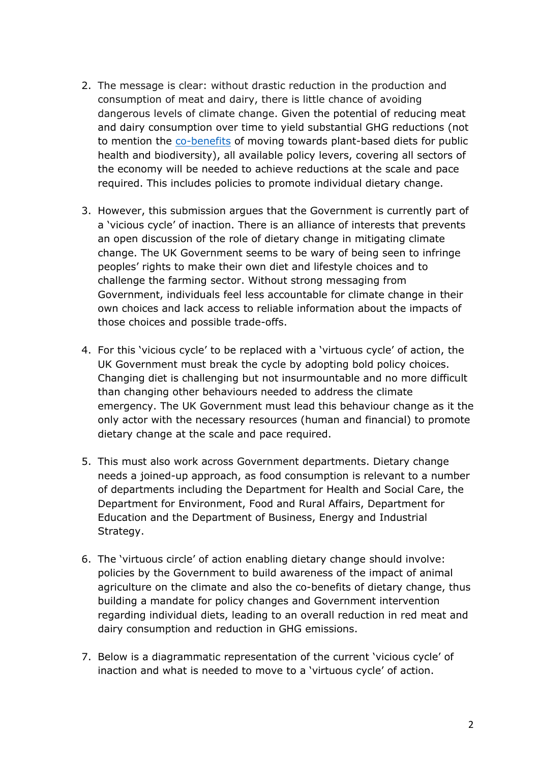2. The message is clear: without drastic reduction in the production and consumption of meat and dairy, there is little chance of avoiding dangerous levels of climate change. Given the potential of reducing meat and dairy consumption over time to yield substantial GHG reductions (not to mention the co-benefits of moving towards plant-based diets for public health and biodiversity), all available policy levers, covering all sectors of the economy will be needed to achieve reductions at the scale and pace required. This includes policies to promote individual dietary change.

3. However, this submission argues that the Government is currently part of a 'vicious cycle' of inaction. There is an alliance of interests that prevents an open discussion of the role of dietary change in mitigating climate change. The UK Government seems to be wary of being seen to infringe peoples' rights to make their own diet and lifestyle choices and to challenge the farming sector. Without strong messaging from Government, individuals feel less accountable for climate change in their own choices and lack access to reliable information about the impacts of those choices and possible trade-offs.

4. For this 'vicious cycle' to be replaced with a 'virtuous cycle' of action, the UK Government must break the cycle by adopting bold policy choices. Changing diet is challenging but not insurmountable and no more difficult than changing other behaviours needed to address the climate emergency. The UK Government must lead this behaviour change as it the only actor with the necessary resources (human and financial) to promote dietary change at the scale and pace required.

5. This must also work across Government departments. Dietary change needs a joined-up approach, as food consumption is relevant to a number of departments including the Department for Health and Social Care, the Department for Environment, Food and Rural Affairs, Department for Education and the Department of Business, Energy and Industrial Strategy.

6. The 'virtuous circle' of action enabling dietary change should involve: policies by the Government to build awareness of the impact of animal agriculture on the climate and also the co-benefits of dietary change, thus building a mandate for policy changes and Government intervention regarding individual diets, leading to an overall reduction in red meat and dairy consumption and reduction in GHG emissions.

7. Below is a diagrammatic representation of the current 'vicious cycle' of inaction and what is needed to move to a 'virtuous cycle' of action.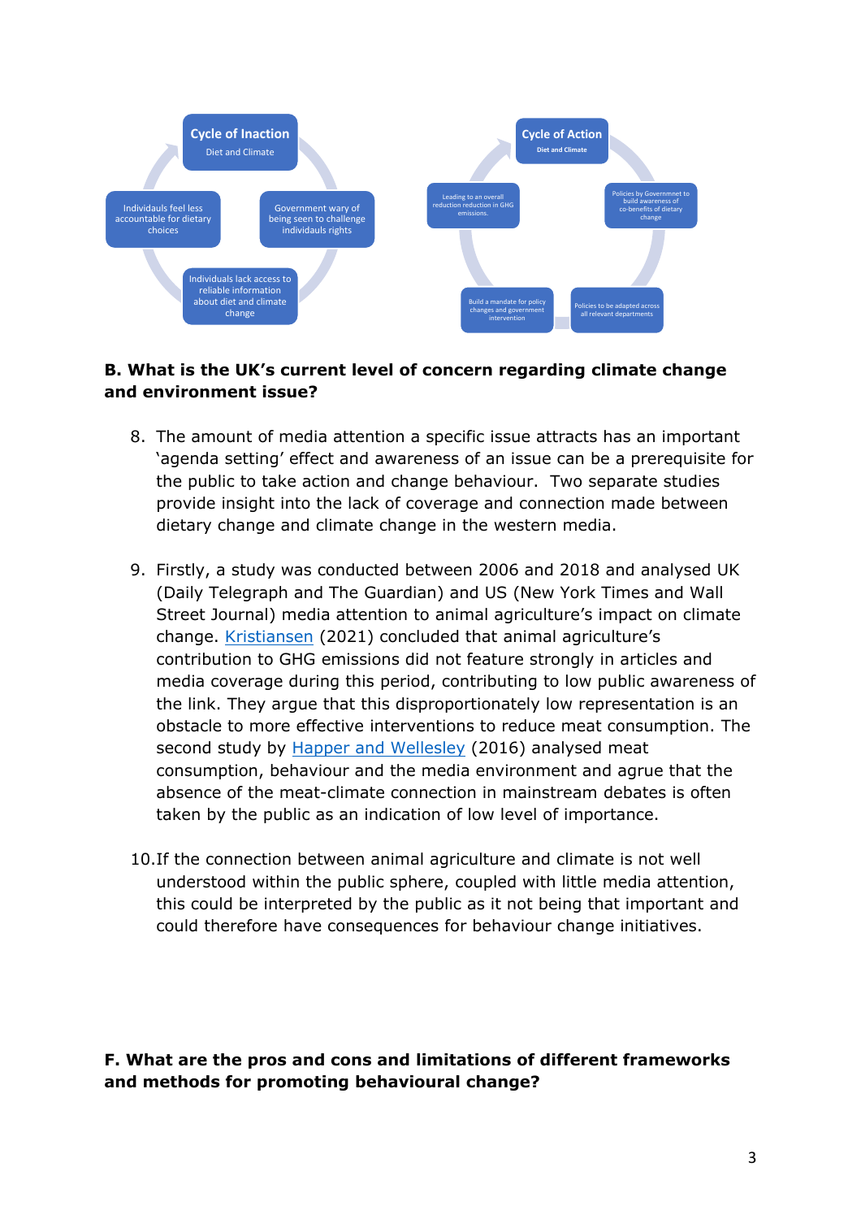**Cycle of Inaction**
Diet and Climate

- Government wary of being seen to challenge individauls rights
- Individuals lack access to reliable information about diet and climate change
- Individauls feel less accountable for dietary choices

**Cycle of Action**
Diet and Climate

- Policies by Governmnet to build awareness of co-benefits of dietary change
- Policies to be adapted across all relevant departments
- Build a mandate for policy changes and government intervention
- Leading to an overall reduction reduction in GHG emissions.

**B. What is the UK's current level of concern regarding climate change and environment issue?**

8. The amount of media attention a specific issue attracts has an important 'agenda setting' effect and awareness of an issue can be a prerequisite for the public to take action and change behaviour. Two separate studies provide insight into the lack of coverage and connection made between dietary change and climate change in the western media.

9. Firstly, a study was conducted between 2006 and 2018 and analysed UK (Daily Telegraph and The Guardian) and US (New York Times and Wall Street Journal) media attention to animal agriculture's impact on climate change. Kristiansen (2021) concluded that animal agriculture's contribution to GHG emissions did not feature strongly in articles and media coverage during this period, contributing to low public awareness of the link. They argue that this disproportionately low representation is an obstacle to more effective interventions to reduce meat consumption. The second study by Happer and Wellesley (2016) analysed meat consumption, behaviour and the media environment and agrue that the absence of the meat-climate connection in mainstream debates is often taken by the public as an indication of low level of importance.

10. If the connection between animal agriculture and climate is not well understood within the public sphere, coupled with little media attention, this could be interpreted by the public as it not being that important and could therefore have consequences for behaviour change initiatives.

**F. What are the pros and cons and limitations of different frameworks and methods for promoting behavioural change?**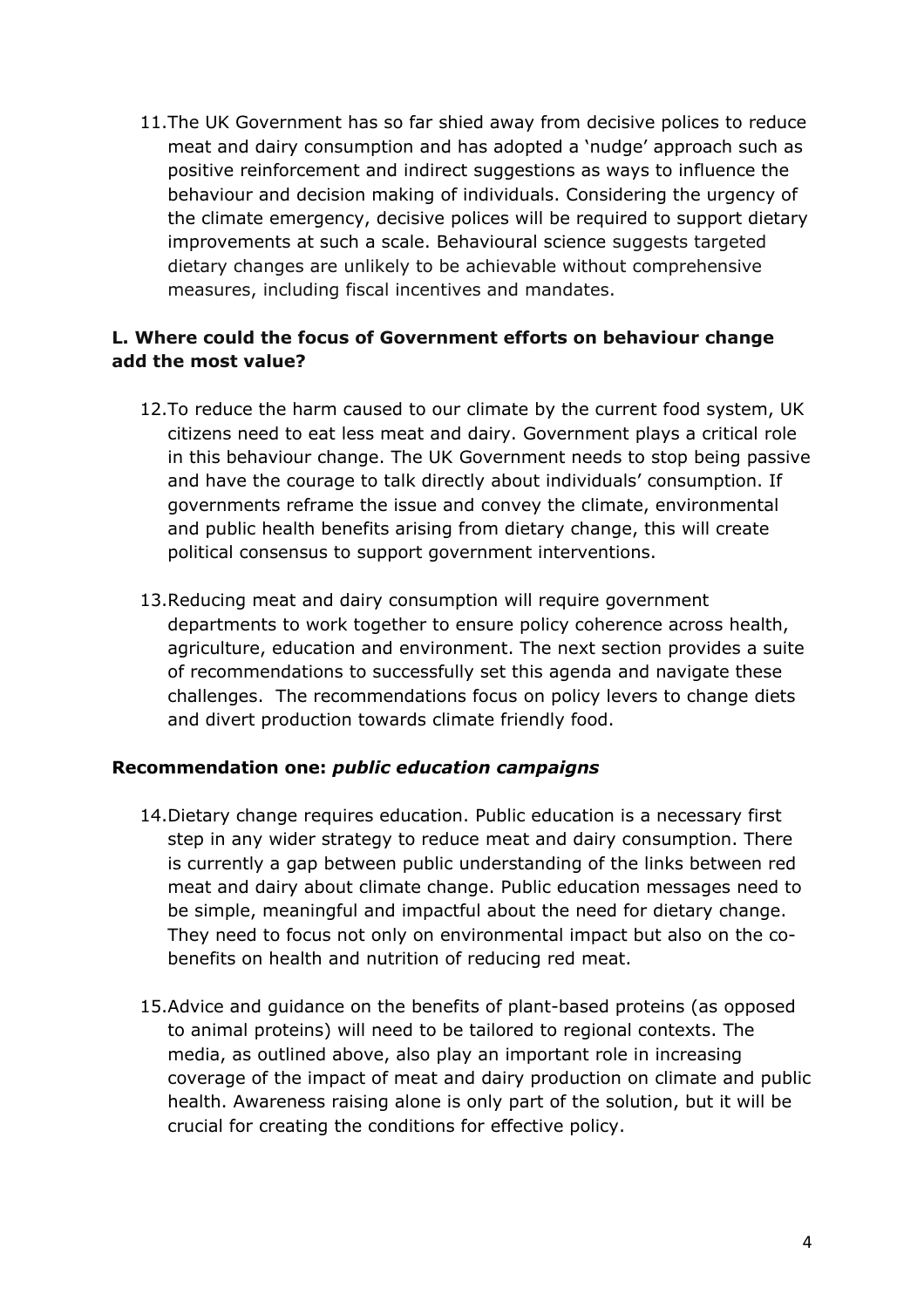11. The UK Government has so far shied away from decisive polices to reduce meat and dairy consumption and has adopted a 'nudge' approach such as positive reinforcement and indirect suggestions as ways to influence the behaviour and decision making of individuals. Considering the urgency of the climate emergency, decisive polices will be required to support dietary improvements at such a scale. Behavioural science suggests targeted dietary changes are unlikely to be achievable without comprehensive measures, including fiscal incentives and mandates.

**L. Where could the focus of Government efforts on behaviour change add the most value?**

12. To reduce the harm caused to our climate by the current food system, UK citizens need to eat less meat and dairy. Government plays a critical role in this behaviour change. The UK Government needs to stop being passive and have the courage to talk directly about individuals' consumption. If governments reframe the issue and convey the climate, environmental and public health benefits arising from dietary change, this will create political consensus to support government interventions.

13. Reducing meat and dairy consumption will require government departments to work together to ensure policy coherence across health, agriculture, education and environment. The next section provides a suite of recommendations to successfully set this agenda and navigate these challenges. The recommendations focus on policy levers to change diets and divert production towards climate friendly food.

**Recommendation one:** ***public education campaigns***

14. Dietary change requires education. Public education is a necessary first step in any wider strategy to reduce meat and dairy consumption. There is currently a gap between public understanding of the links between red meat and dairy about climate change. Public education messages need to be simple, meaningful and impactful about the need for dietary change. They need to focus not only on environmental impact but also on the co-benefits on health and nutrition of reducing red meat.

15. Advice and guidance on the benefits of plant-based proteins (as opposed to animal proteins) will need to be tailored to regional contexts. The media, as outlined above, also play an important role in increasing coverage of the impact of meat and dairy production on climate and public health. Awareness raising alone is only part of the solution, but it will be crucial for creating the conditions for effective policy.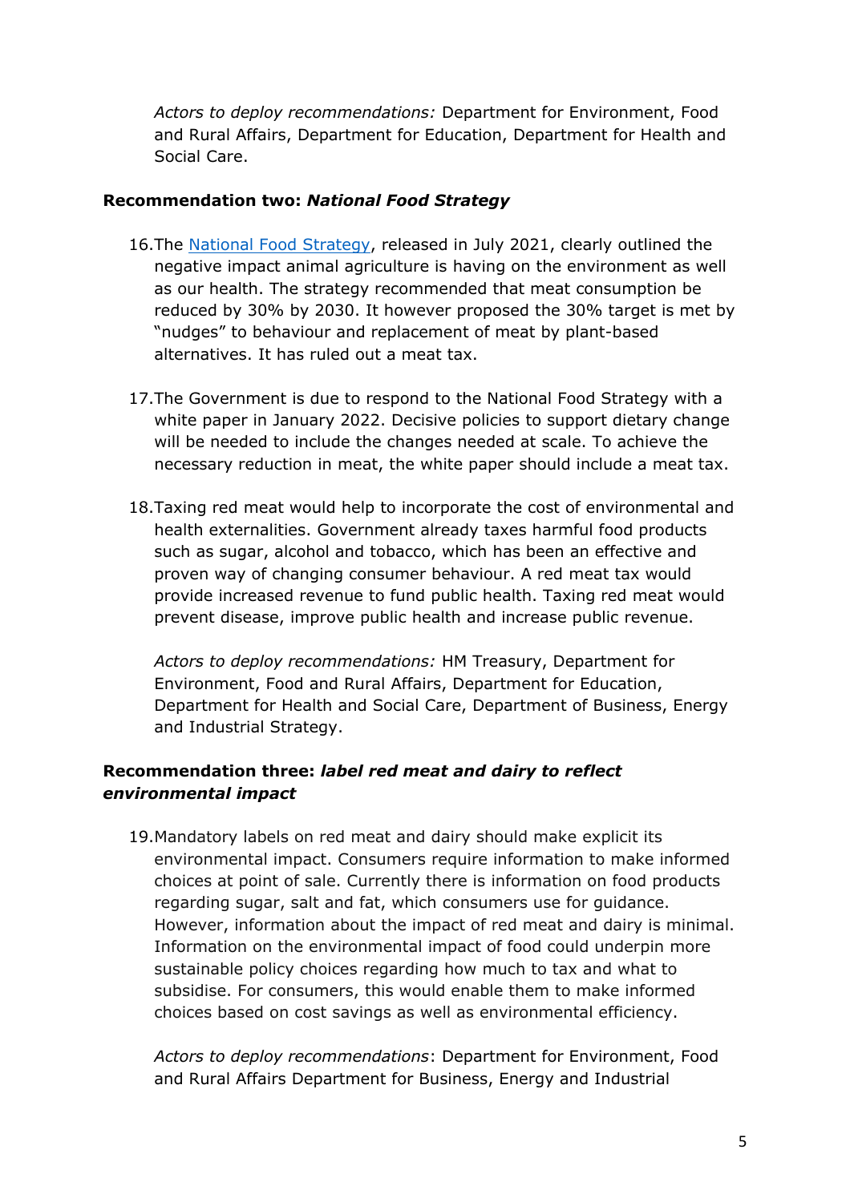*Actors to deploy recommendations:* Department for Environment, Food and Rural Affairs, Department for Education, Department for Health and Social Care.

**Recommendation two: *National Food Strategy***

16. The [National Food Strategy](), released in July 2021, clearly outlined the negative impact animal agriculture is having on the environment as well as our health. The strategy recommended that meat consumption be reduced by 30% by 2030. It however proposed the 30% target is met by "nudges" to behaviour and replacement of meat by plant-based alternatives. It has ruled out a meat tax.

17. The Government is due to respond to the National Food Strategy with a white paper in January 2022. Decisive policies to support dietary change will be needed to include the changes needed at scale. To achieve the necessary reduction in meat, the white paper should include a meat tax.

18. Taxing red meat would help to incorporate the cost of environmental and health externalities. Government already taxes harmful food products such as sugar, alcohol and tobacco, which has been an effective and proven way of changing consumer behaviour. A red meat tax would provide increased revenue to fund public health. Taxing red meat would prevent disease, improve public health and increase public revenue.

    *Actors to deploy recommendations:* HM Treasury, Department for Environment, Food and Rural Affairs, Department for Education, Department for Health and Social Care, Department of Business, Energy and Industrial Strategy.

**Recommendation three: *label red meat and dairy to reflect environmental impact***

19. Mandatory labels on red meat and dairy should make explicit its environmental impact. Consumers require information to make informed choices at point of sale. Currently there is information on food products regarding sugar, salt and fat, which consumers use for guidance. However, information about the impact of red meat and dairy is minimal. Information on the environmental impact of food could underpin more sustainable policy choices regarding how much to tax and what to subsidise. For consumers, this would enable them to make informed choices based on cost savings as well as environmental efficiency.

    *Actors to deploy recommendations*: Department for Environment, Food and Rural Affairs Department for Business, Energy and Industrial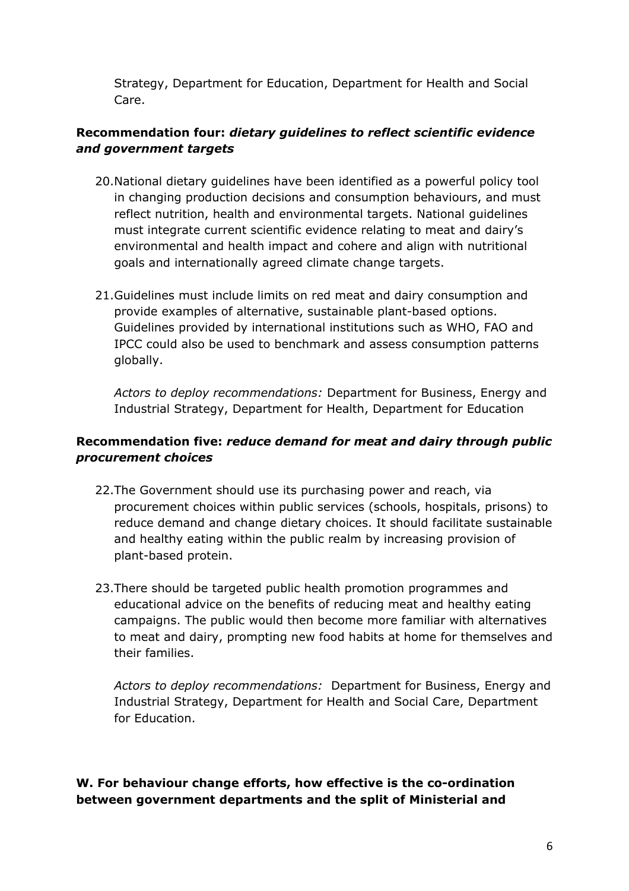Strategy, Department for Education, Department for Health and Social Care.

**Recommendation four:** ***dietary guidelines to reflect scientific evidence and government targets***

20. National dietary guidelines have been identified as a powerful policy tool in changing production decisions and consumption behaviours, and must reflect nutrition, health and environmental targets. National guidelines must integrate current scientific evidence relating to meat and dairy's environmental and health impact and cohere and align with nutritional goals and internationally agreed climate change targets.

21. Guidelines must include limits on red meat and dairy consumption and provide examples of alternative, sustainable plant-based options. Guidelines provided by international institutions such as WHO, FAO and IPCC could also be used to benchmark and assess consumption patterns globally.

    *Actors to deploy recommendations:* Department for Business, Energy and Industrial Strategy, Department for Health, Department for Education

**Recommendation five:** ***reduce demand for meat and dairy through public procurement choices***

22. The Government should use its purchasing power and reach, via procurement choices within public services (schools, hospitals, prisons) to reduce demand and change dietary choices. It should facilitate sustainable and healthy eating within the public realm by increasing provision of plant-based protein.

23. There should be targeted public health promotion programmes and educational advice on the benefits of reducing meat and healthy eating campaigns. The public would then become more familiar with alternatives to meat and dairy, prompting new food habits at home for themselves and their families.

    *Actors to deploy recommendations:* Department for Business, Energy and Industrial Strategy, Department for Health and Social Care, Department for Education.

**W. For behaviour change efforts, how effective is the co-ordination between government departments and the split of Ministerial and**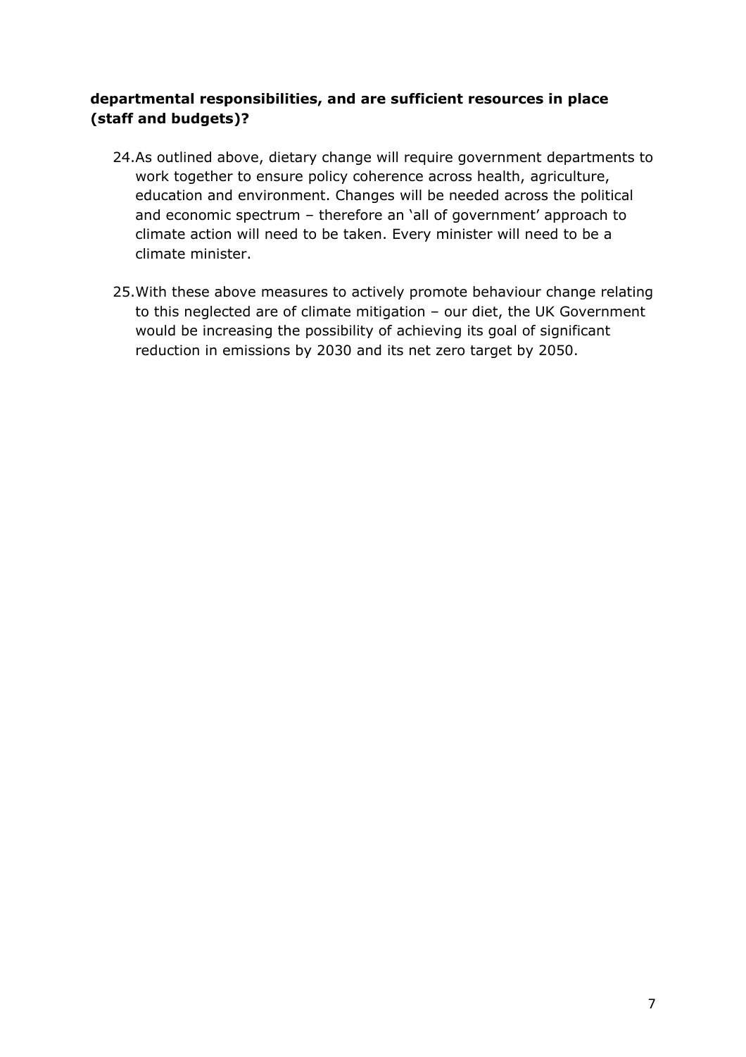**departmental responsibilities, and are sufficient resources in place (staff and budgets)?**

24. As outlined above, dietary change will require government departments to work together to ensure policy coherence across health, agriculture, education and environment. Changes will be needed across the political and economic spectrum – therefore an 'all of government' approach to climate action will need to be taken. Every minister will need to be a climate minister.

25. With these above measures to actively promote behaviour change relating to this neglected are of climate mitigation – our diet, the UK Government would be increasing the possibility of achieving its goal of significant reduction in emissions by 2030 and its net zero target by 2050.